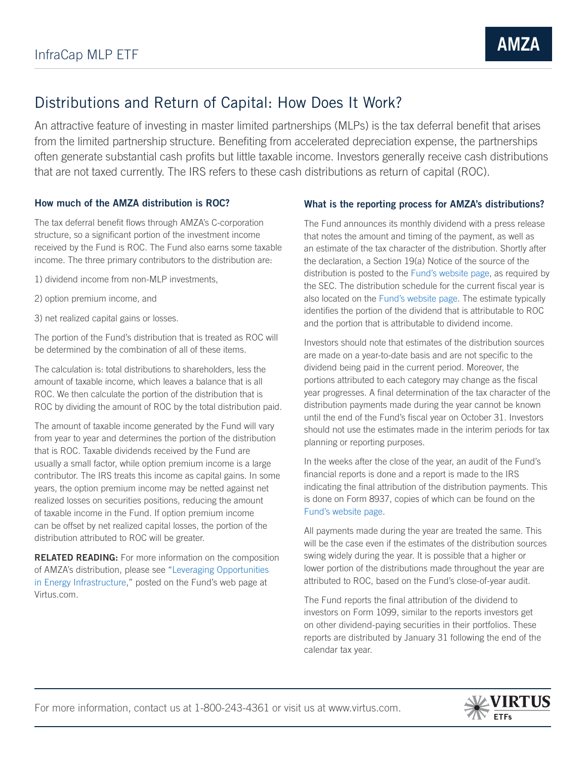InfraCap MLP ETF

**AMZA**

# Distributions and Return of Capital: How Does It Work?

An attractive feature of investing in master limited partnerships (MLPs) is the tax deferral benefit that arises from the limited partnership structure. Benefiting from accelerated depreciation expense, the partnerships often generate substantial cash profits but little taxable income. Investors generally receive cash distributions that are not taxed currently. The IRS refers to these cash distributions as return of capital (ROC).

### How much of the AMZA distribution is ROC?

The tax deferral benefit flows through AMZA's C-corporation structure, so a significant portion of the investment income received by the Fund is ROC. The Fund also earns some taxable income. The three primary contributors to the distribution are:

1) dividend income from non-MLP investments,

2) option premium income, and

3) net realized capital gains or losses.

The portion of the Fund's distribution that is treated as ROC will be determined by the combination of all of these items.

The calculation is: total distributions to shareholders, less the amount of taxable income, which leaves a balance that is all ROC. We then calculate the portion of the distribution that is ROC by dividing the amount of ROC by the total distribution paid.

The amount of taxable income generated by the Fund will vary from year to year and determines the portion of the distribution that is ROC. Taxable dividends received by the Fund are usually a small factor, while option premium income is a large contributor. The IRS treats this income as capital gains. In some years, the option premium income may be netted against net realized losses on securities positions, reducing the amount of taxable income in the Fund. If option premium income can be offset by net realized capital losses, the portion of the distribution attributed to ROC will be greater.

**RELATED READING:** For more information on the composition of AMZA's distribution, please see "Leveraging Opportunities in Energy Infrastructure," posted on the Fund's web page at Virtus.com.

### What is the reporting process for AMZA's distributions?

The Fund announces its monthly dividend with a press release that notes the amount and timing of the payment, as well as an estimate of the tax character of the distribution. Shortly after the declaration, a Section 19(a) Notice of the source of the distribution is posted to the Fund's website page, as required by the SEC. The distribution schedule for the current fiscal year is also located on the Fund's website page. The estimate typically identifies the portion of the dividend that is attributable to ROC and the portion that is attributable to dividend income.

Investors should note that estimates of the distribution sources are made on a year-to-date basis and are not specific to the dividend being paid in the current period. Moreover, the portions attributed to each category may change as the fiscal year progresses. A final determination of the tax character of the distribution payments made during the year cannot be known until the end of the Fund's fiscal year on October 31. Investors should not use the estimates made in the interim periods for tax planning or reporting purposes.

In the weeks after the close of the year, an audit of the Fund's financial reports is done and a report is made to the IRS indicating the final attribution of the distribution payments. This is done on Form 8937, copies of which can be found on the Fund's website page.

All payments made during the year are treated the same. This will be the case even if the estimates of the distribution sources swing widely during the year. It is possible that a higher or lower portion of the distributions made throughout the year are attributed to ROC, based on the Fund's close-of-year audit.

The Fund reports the final attribution of the dividend to investors on Form 1099, similar to the reports investors get on other dividend-paying securities in their portfolios. These reports are distributed by January 31 following the end of the calendar tax year.

For more information, contact us at 1-800-243-4361 or visit us at www.virtus.com.

VIRTUS ETFs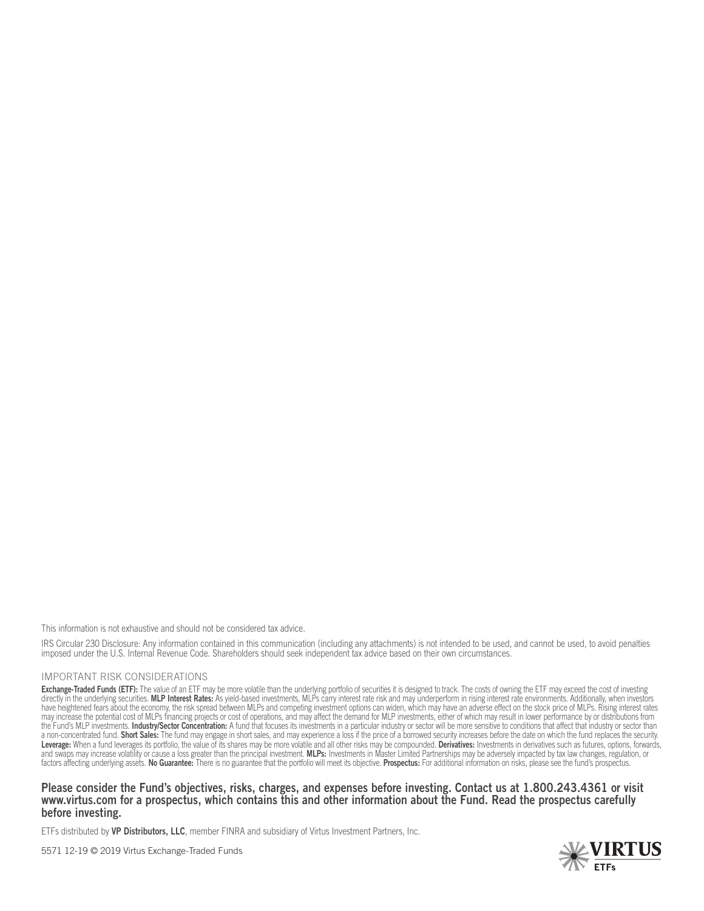This information is not exhaustive and should not be considered tax advice.

IRS Circular 230 Disclosure: Any information contained in this communication (including any attachments) is not intended to be used, and cannot be used, to avoid penalties imposed under the U.S. Internal Revenue Code. Shareholders should seek independent tax advice based on their own circumstances.

IMPORTANT RISK CONSIDERATIONS

**Exchange-Traded Funds (ETF):** The value of an ETF may be more volatile than the underlying portfolio of securities it is designed to track. The costs of owning the ETF may exceed the cost of investing directly in the underlying securities. **MLP Interest Rates:** As yield-based investments, MLPs carry interest rate risk and may underperform in rising interest rate environments. Additionally, when investors have heightened fears about the economy, the risk spread between MLPs and competing investment options can widen, which may have an adverse effect on the stock price of MLPs. Rising interest rates may increase the potential cost of MLPs financing projects or cost of operations, and may affect the demand for MLP investments, either of which may result in lower performance by or distributions from the Fund's MLP investments. **Industry/Sector Concentration:** A fund that focuses its investments in a particular industry or sector will be more sensitive to conditions that affect that industry or sector than a non-concentrated fund. **Short Sales:** The fund may engage in short sales, and may experience a loss if the price of a borrowed security increases before the date on which the fund replaces the security. **Leverage:** When a fund leverages its portfolio, the value of its shares may be more volatile and all other risks may be compounded. **Derivatives:** Investments in derivatives such as futures, options, forwards, and swaps may increase volatility or cause a loss greater than the principal investment. **MLPs:** Investments in Master Limited Partnerships may be adversely impacted by tax law changes, regulation, or factors affecting underlying assets. **No Guarantee:** There is no guarantee that the portfolio will meet its objective. **Prospectus:** For additional information on risks, please see the fund's prospectus.

**Please consider the Fund's objectives, risks, charges, and expenses before investing. Contact us at 1.800.243.4361 or visit www.virtus.com for a prospectus, which contains this and other information about the Fund. Read the prospectus carefully before investing.**

ETFs distributed by **VP Distributors, LLC**, member FINRA and subsidiary of Virtus Investment Partners, Inc.

5571 12-19 © 2019 Virtus Exchange-Traded Funds

VIRTUS ETFs